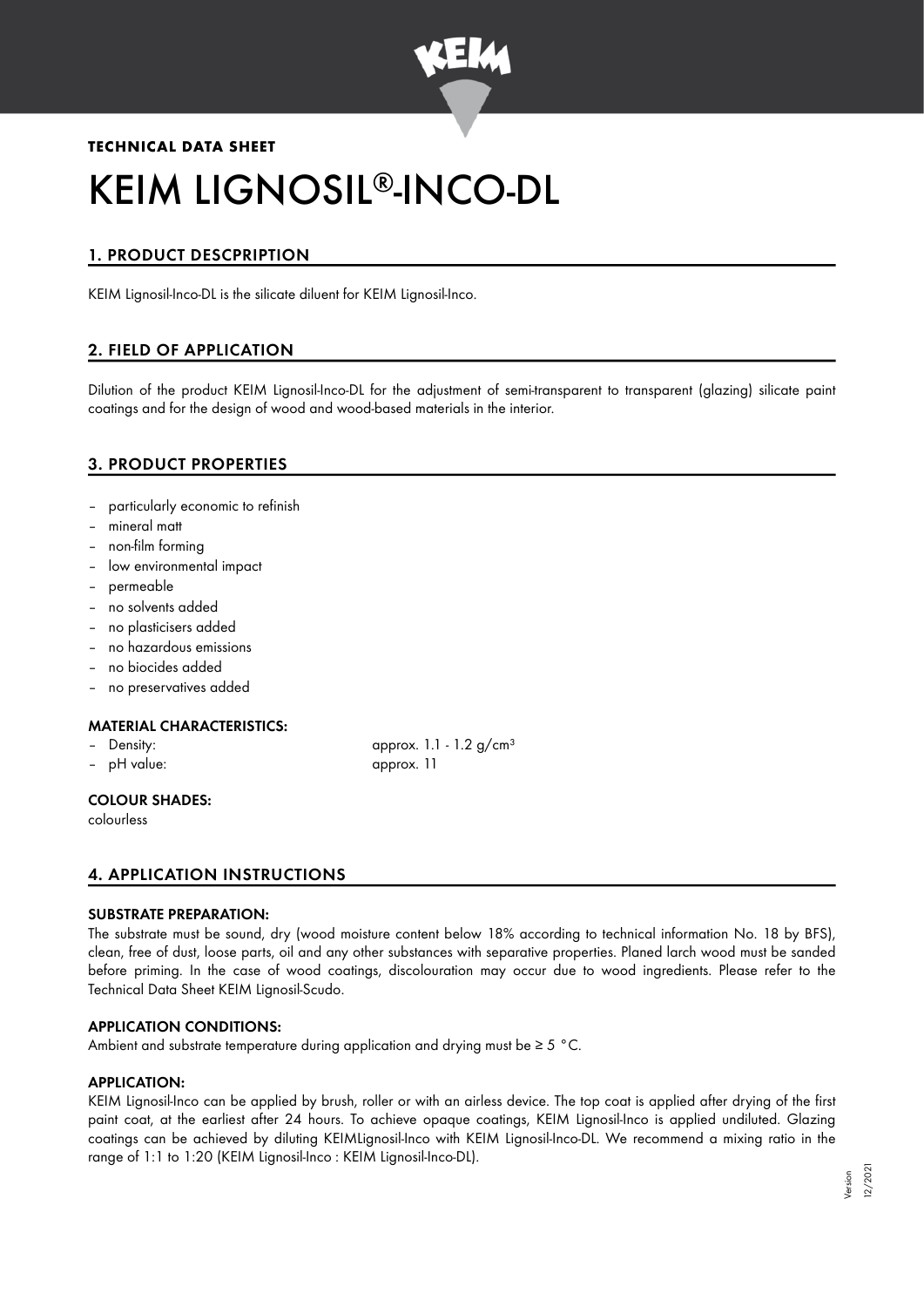**TECHNICAL DATA SHEET**

# KEIM LIGNOSIL®-INCO-DL

## 1. PRODUCT DESCPRIPTION

KEIM Lignosil-Inco-DL is the silicate diluent for KEIM Lignosil-Inco.

## 2. FIELD OF APPLICATION

Dilution of the product KEIM Lignosil-Inco-DL for the adjustment of semi-transparent to transparent (glazing) silicate paint coatings and for the design of wood and wood-based materials in the interior.

## 3. PRODUCT PROPERTIES

- particularly economic to refinish
- mineral matt
- non-film forming
- low environmental impact
- permeable
- no solvents added
- no plasticisers added
- no hazardous emissions
- no biocides added
- no preservatives added

### MATERIAL CHARACTERISTICS:

- Density: approx. 1.1 - 1.2 g/cm³
- pH value: approx. 11

### COLOUR SHADES:

colourless

## 4. APPLICATION INSTRUCTIONS

### SUBSTRATE PREPARATION:

The substrate must be sound, dry (wood moisture content below 18% according to technical information No. 18 by BFS), clean, free of dust, loose parts, oil and any other substances with separative properties. Planed larch wood must be sanded before priming. In the case of wood coatings, discolouration may occur due to wood ingredients. Please refer to the Technical Data Sheet KEIM Lignosil-Scudo.

### APPLICATION CONDITIONS:

Ambient and substrate temperature during application and drying must be ≥ 5 °C.

### APPLICATION:

KEIM Lignosil-Inco can be applied by brush, roller or with an airless device. The top coat is applied after drying of the first paint coat, at the earliest after 24 hours. To achieve opaque coatings, KEIM Lignosil-Inco is applied undiluted. Glazing coatings can be achieved by diluting KEIMLignosil-Inco with KEIM Lignosil-Inco-DL. We recommend a mixing ratio in the range of 1:1 to 1:20 (KEIM Lignosil-Inco : KEIM Lignosil-Inco-DL).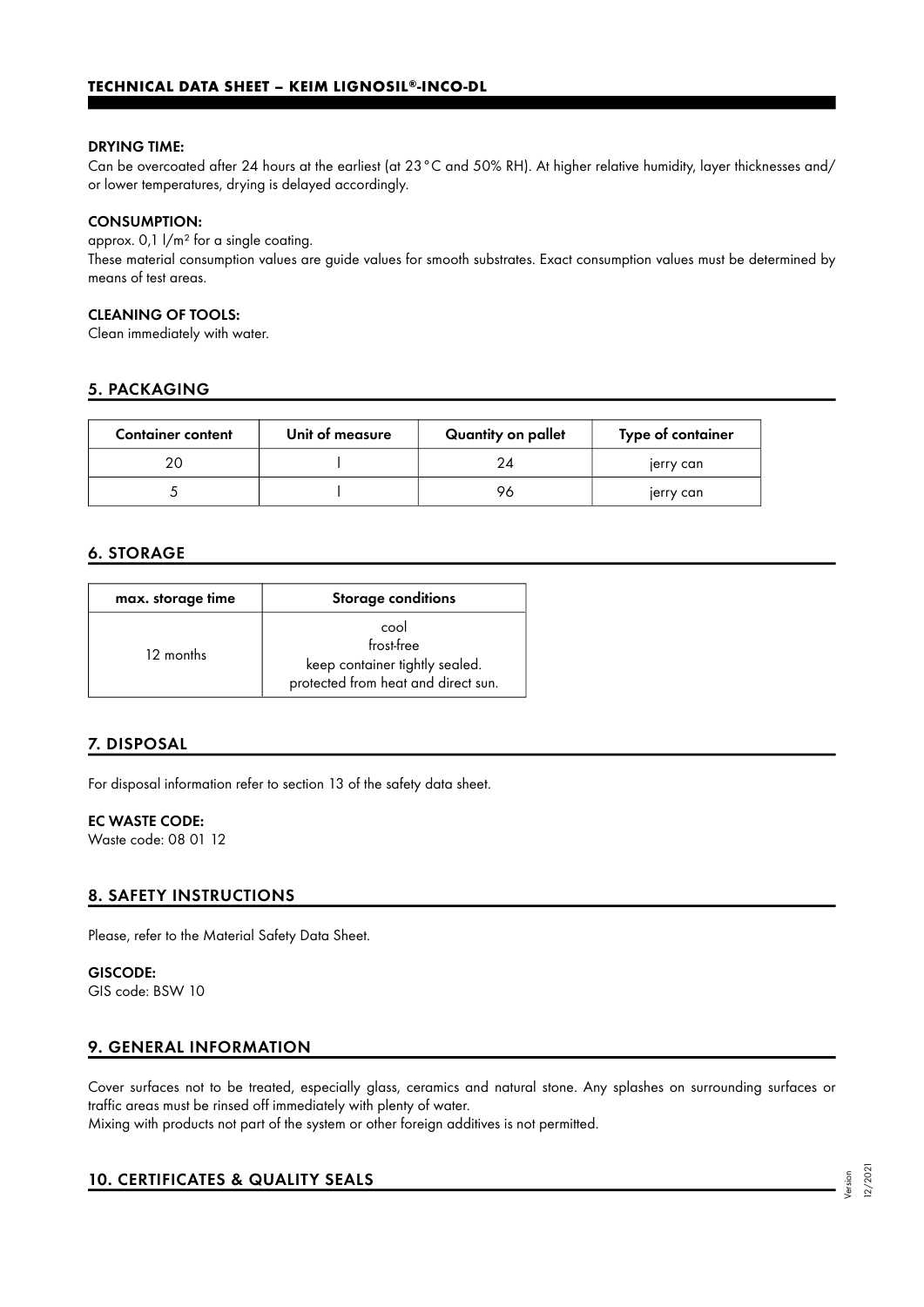**DRYING TIME:**
Can be overcoated after 24 hours at the earliest (at 23 °C and 50% RH). At higher relative humidity, layer thicknesses and/ or lower temperatures, drying is delayed accordingly.

**CONSUMPTION:**
approx. 0,1 l/m² for a single coating.
These material consumption values are guide values for smooth substrates. Exact consumption values must be determined by means of test areas.

**CLEANING OF TOOLS:**
Clean immediately with water.

## 5. PACKAGING

| Container content | Unit of measure | Quantity on pallet | Type of container |
|---|---|---|---|
| 20 | l | 24 | jerry can |
| 5 | l | 96 | jerry can |

## 6. STORAGE

| max. storage time | Storage conditions |
|---|---|
| 12 months | cool<br>frost-free<br>keep container tightly sealed.<br>protected from heat and direct sun. |

## 7. DISPOSAL

For disposal information refer to section 13 of the safety data sheet.

**EC WASTE CODE:**
Waste code: 08 01 12

## 8. SAFETY INSTRUCTIONS

Please, refer to the Material Safety Data Sheet.

**GISCODE:**
GIS code: BSW 10

## 9. GENERAL INFORMATION

Cover surfaces not to be treated, especially glass, ceramics and natural stone. Any splashes on surrounding surfaces or traffic areas must be rinsed off immediately with plenty of water.
Mixing with products not part of the system or other foreign additives is not permitted.

## 10. CERTIFICATES & QUALITY SEALS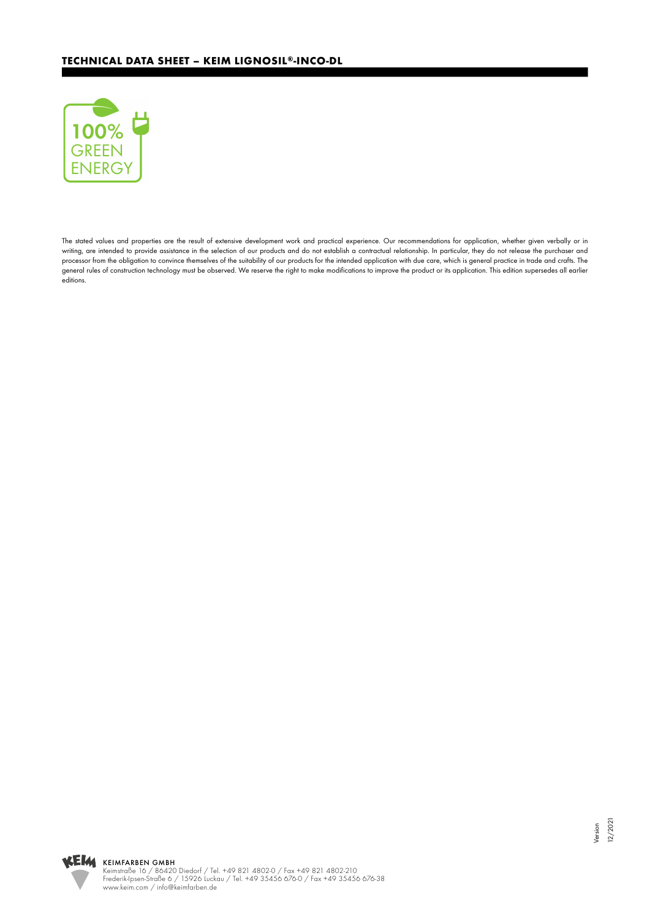100% GREEN ENERGY

The stated values and properties are the result of extensive development work and practical experience. Our recommendations for application, whether given verbally or in writing, are intended to provide assistance in the selection of our products and do not establish a contractual relationship. In particular, they do not release the purchaser and processor from the obligation to convince themselves of the suitability of our products for the intended application with due care, which is general practice in trade and crafts. The general rules of construction technology must be observed. We reserve the right to make modifications to improve the product or its application. This edition supersedes all earlier editions.

**KEIMFARBEN GMBH**
Keimstraße 16 / 86420 Diedorf / Tel. +49 821 4802-0 / Fax +49 821 4802-210
Frederik-Ipsen-Straße 6 / 15926 Luckau / Tel. +49 35456 676-0 / Fax +49 35456 676-38
www.keim.com / info@keimfarben.de

Version 12/2021